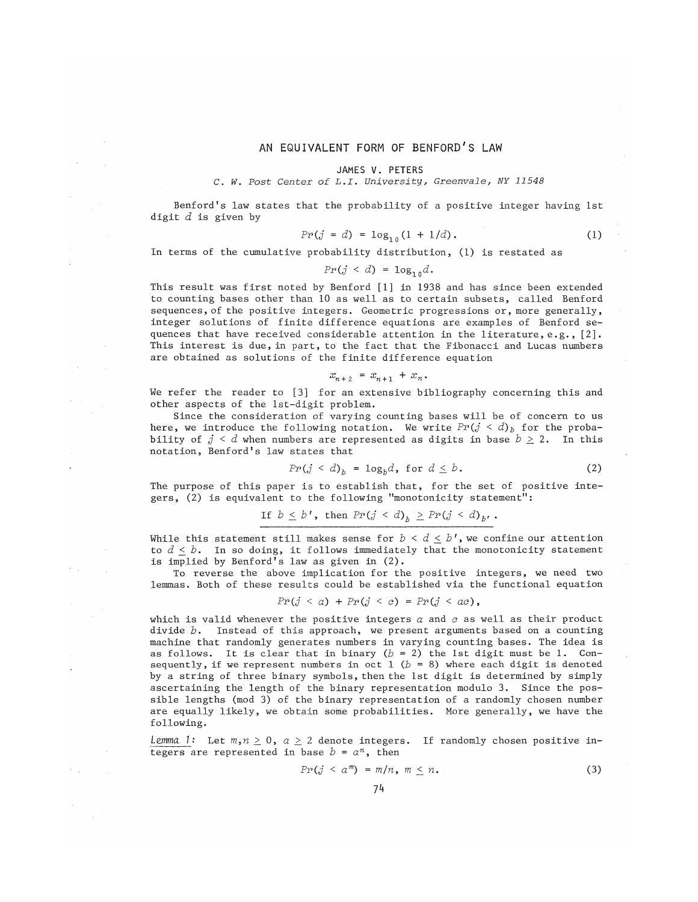# AN EQUIVALENT FORM OF BENFORD'S LAW

JAMES V. PETERS

*C. W. Post Center of L.I. University, Greenvale, NY 11548*

Benford's law states that the probability of a positive integer having 1st digit $d$ is given by

$$Pr(j = d) = \log_{10}(1 + 1/d). \tag{1}$$

In terms of the cumulative probability distribution, (1) is restated as

$$Pr(j < d) = \log_{10} d.$$

This result was first noted by Benford [1] in 1938 and has since been extended to counting bases other than 10 as well as to certain subsets, called Benford sequences, of the positive integers. Geometric progressions or, more generally, integer solutions of finite difference equations are examples of Benford sequences that have received considerable attention in the literature, e.g., [2]. This interest is due, in part, to the fact that the Fibonacci and Lucas numbers are obtained as solutions of the finite difference equation

$$x_{n+2} = x_{n+1} + x_n.$$

We refer the reader to [3] for an extensive bibliography concerning this and other aspects of the 1st-digit problem.

Since the consideration of varying counting bases will be of concern to us here, we introduce the following notation. We write $Pr(j < d)_b$ for the probability of $j < d$ when numbers are represented as digits in base $b \geq 2$. In this notation, Benford's law states that

$$Pr(j < d)_b = \log_b d, \text{ for } d \leq b. \tag{2}$$

The purpose of this paper is to establish that, for the set of positive integers, (2) is equivalent to the following "monotonicity statement":

<u>If $b \leq b'$, then $Pr(j < d)_b \geq Pr(j < d)_{b'}$.</u>

While this statement still makes sense for $b < d \leq b'$, we confine our attention to $d \leq b$. In so doing, it follows immediately that the monotonicity statement is implied by Benford's law as given in (2).

To reverse the above implication for the positive integers, we need two lemmas. Both of these results could be established via the functional equation

$$Pr(j < a) + Pr(j < c) = Pr(j < ac),$$

which is valid whenever the positive integers $a$ and $c$ as well as their product divide $b$. Instead of this approach, we present arguments based on a counting machine that randomly generates numbers in varying counting bases. The idea is as follows. It is clear that in binary ($b = 2$) the 1st digit must be 1. Consequently, if we represent numbers in oct 1 ($b = 8$) where each digit is denoted by a string of three binary symbols, then the 1st digit is determined by simply ascertaining the length of the binary representation modulo 3. Since the possible lengths (mod 3) of the binary representation of a randomly chosen number are equally likely, we obtain some probabilities. More generally, we have the following.

<u>*Lemma 1*</u>: Let $m, n \geq 0$, $a \geq 2$ denote integers. If randomly chosen positive integers are represented in base $b = a^n$, then

$$Pr(j < a^m) = m/n, \ m \leq n. \tag{3}$$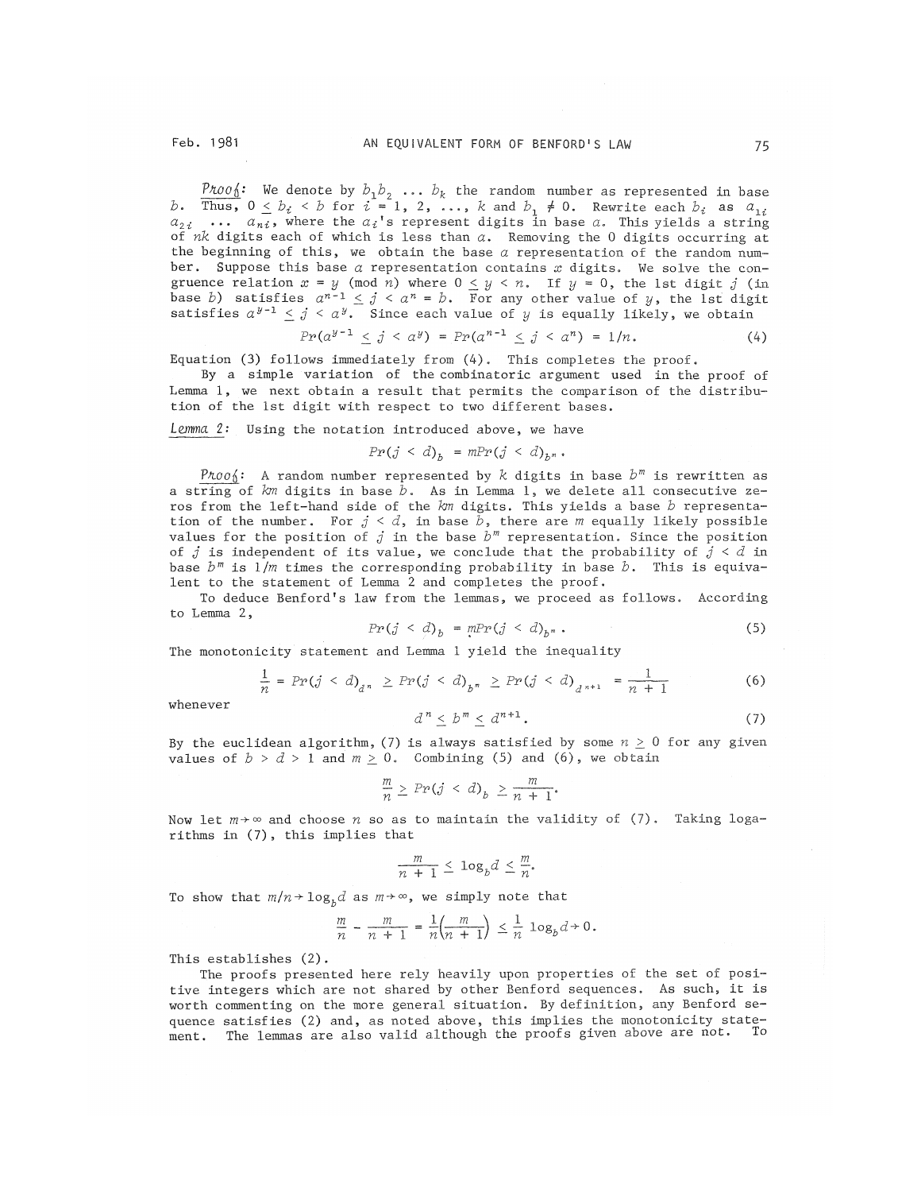*Proof*: We denote by $b_1 b_2 \ldots b_k$ the random number as represented in base $b$. Thus, $0 \leq b_i < b$ for $i = 1, 2, \ldots, k$ and $b_1 \neq 0$. Rewrite each $b_i$ as $a_{1i}$ $a_{2i}$ $\ldots$ $a_{ni}$, where the $a_i$'s represent digits in base $a$. This yields a string of $nk$ digits each of which is less than $a$. Removing the 0 digits occurring at the beginning of this, we obtain the base $a$ representation of the random number. Suppose this base $a$ representation contains $x$ digits. We solve the congruence relation $x \equiv y \pmod{n}$ where $0 \leq y < n$. If $y = 0$, the 1st digit $j$ (in base $b$) satisfies $a^{n-1} \leq j < a^n = b$. For any other value of $y$, the 1st digit satisfies $a^{y-1} \leq j < a^y$. Since each value of $y$ is equally likely, we obtain

$$Pr(a^{y-1} \leq j < a^y) = Pr(a^{n-1} \leq j < a^n) = 1/n. \tag{4}$$

Equation (3) follows immediately from (4). This completes the proof.

By a simple variation of the combinatoric argument used in the proof of Lemma 1, we next obtain a result that permits the comparison of the distribution of the 1st digit with respect to two different bases.

*Lemma 2*: Using the notation introduced above, we have

$$Pr(j < d)_b = mPr(j < d)_{b^m}.$$

*Proof*: A random number represented by $k$ digits in base $b^m$ is rewritten as a string of $km$ digits in base $b$. As in Lemma 1, we delete all consecutive zeros from the left-hand side of the $km$ digits. This yields a base $b$ representation of the number. For $j < d$, in base $b$, there are $m$ equally likely possible values for the position of $j$ in the base $b^m$ representation. Since the position of $j$ is independent of its value, we conclude that the probability of $j < d$ in base $b^m$ is $1/m$ times the corresponding probability in base $b$. This is equivalent to the statement of Lemma 2 and completes the proof.

To deduce Benford's law from the lemmas, we proceed as follows. According to Lemma 2,

$$Pr(j < d)_b = mPr(j < d)_{b^m}. \tag{5}$$

The monotonicity statement and Lemma 1 yield the inequality

$$\frac{1}{n} = Pr(j < d)_{d^n} \geq Pr(j < d)_{b^m} \geq Pr(j < d)_{d^{n+1}} = \frac{1}{n+1} \tag{6}$$

whenever

$$d^n \leq b^m \leq d^{n+1}. \tag{7}$$

By the euclidean algorithm, (7) is always satisfied by some $n \geq 0$ for any given values of $b > d > 1$ and $m \geq 0$. Combining (5) and (6), we obtain

$$\frac{m}{n} \geq Pr(j < d)_b \geq \frac{m}{n+1}.$$

Now let $m \to \infty$ and choose $n$ so as to maintain the validity of (7). Taking logarithms in (7), this implies that

$$\frac{m}{n+1} \leq \log_b d \leq \frac{m}{n}.$$

To show that $m/n \to \log_b d$ as $m \to \infty$, we simply note that

$$\frac{m}{n} - \frac{m}{n+1} = \frac{1}{n}\left(\frac{m}{n+1}\right) \leq \frac{1}{n} \log_b d \to 0.$$

This establishes (2).

The proofs presented here rely heavily upon properties of the set of positive integers which are not shared by other Benford sequences. As such, it is worth commenting on the more general situation. By definition, any Benford sequence satisfies (2) and, as noted above, this implies the monotonicity statement. The lemmas are also valid although the proofs given above are not. To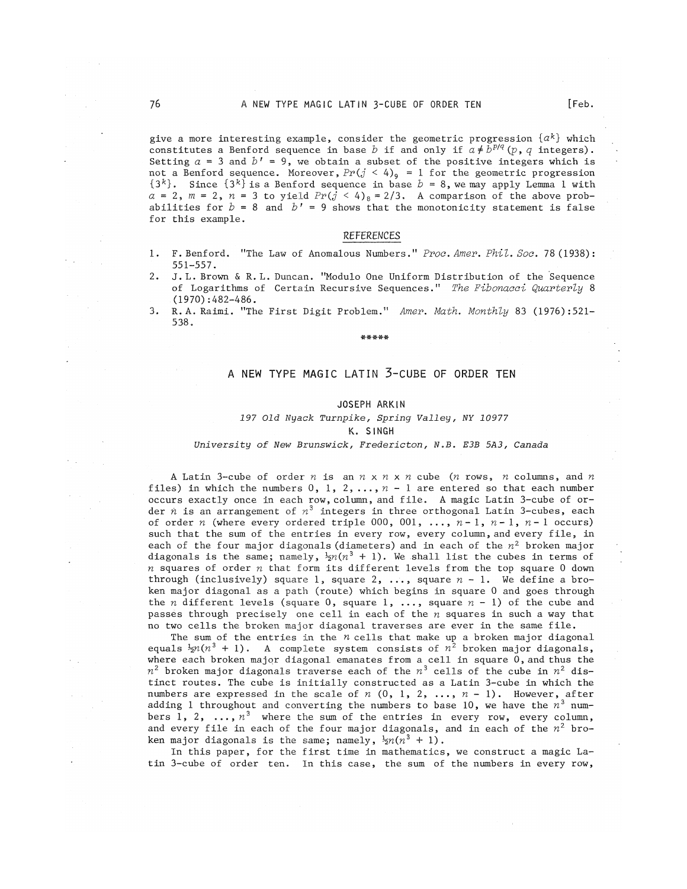give a more interesting example, consider the geometric progression $\{a^k\}$ which constitutes a Benford sequence in base $b$ if and only if $a \neq b^{p/q}$ ($p$, $q$ integers). Setting $a = 3$ and $b' = 9$, we obtain a subset of the positive integers which is not a Benford sequence. Moreover, $Pr(j < 4)_9 = 1$ for the geometric progression $\{3^k\}$. Since $\{3^k\}$ is a Benford sequence in base $b = 8$, we may apply Lemma 1 with $a = 2$, $m = 2$, $n = 3$ to yield $Pr(j < 4)_8 = 2/3$. A comparison of the above probabilities for $b = 8$ and $b' = 9$ shows that the monotonicity statement is false for this example.

## REFERENCES

1. F. Benford. "The Law of Anomalous Numbers." *Proc. Amer. Phil. Soc.* 78 (1938): 551-557.
2. J. L. Brown & R. L. Duncan. "Modulo One Uniform Distribution of the Sequence of Logarithms of Certain Recursive Sequences." *The Fibonacci Quarterly* 8 (1970):482-486.
3. R. A. Raimi. "The First Digit Problem." *Amer. Math. Monthly* 83 (1976):521-538.

\*\*\*\*\*

# A NEW TYPE MAGIC LATIN 3-CUBE OF ORDER TEN

JOSEPH ARKIN

*197 Old Nyack Turnpike, Spring Valley, NY 10977*

K. SINGH

*University of New Brunswick, Fredericton, N.B. E3B 5A3, Canada*

A Latin 3-cube of order $n$ is an $n \times n \times n$ cube ($n$ rows, $n$ columns, and $n$ files) in which the numbers $0, 1, 2, \ldots, n - 1$ are entered so that each number occurs exactly once in each row, column, and file. A magic Latin 3-cube of order $n$ is an arrangement of $n^3$ integers in three orthogonal Latin 3-cubes, each of order $n$ (where every ordered triple $000, 001, \ldots, n - 1, n - 1, n - 1$ occurs) such that the sum of the entries in every row, every column, and every file, in each of the four major diagonals (diameters) and in each of the $n^2$ broken major diagonals is the same; namely, $\frac{1}{2}n(n^3 + 1)$. We shall list the cubes in terms of $n$ squares of order $n$ that form its different levels from the top square 0 down through (inclusively) square 1, square 2, ..., square $n - 1$. We define a broken major diagonal as a path (route) which begins in square 0 and goes through the $n$ different levels (square 0, square 1, ..., square $n - 1$) of the cube and passes through precisely one cell in each of the $n$ squares in such a way that no two cells the broken major diagonal traverses are ever in the same file.

The sum of the entries in the $n$ cells that make up a broken major diagonal equals $\frac{1}{2}n(n^3 + 1)$. A complete system consists of $n^2$ broken major diagonals, where each broken major diagonal emanates from a cell in square 0, and thus the $n^2$ broken major diagonals traverse each of the $n^3$ cells of the cube in $n^2$ distinct routes. The cube is initially constructed as a Latin 3-cube in which the numbers are expressed in the scale of $n$ $(0, 1, 2, \ldots, n - 1)$. However, after adding 1 throughout and converting the numbers to base 10, we have the $n^3$ numbers $1, 2, \ldots, n^3$ where the sum of the entries in every row, every column, and every file in each of the four major diagonals, and in each of the $n^2$ broken major diagonals is the same; namely, $\frac{1}{2}n(n^3 + 1)$.

In this paper, for the first time in mathematics, we construct a magic Latin 3-cube of order ten. In this case, the sum of the numbers in every row,